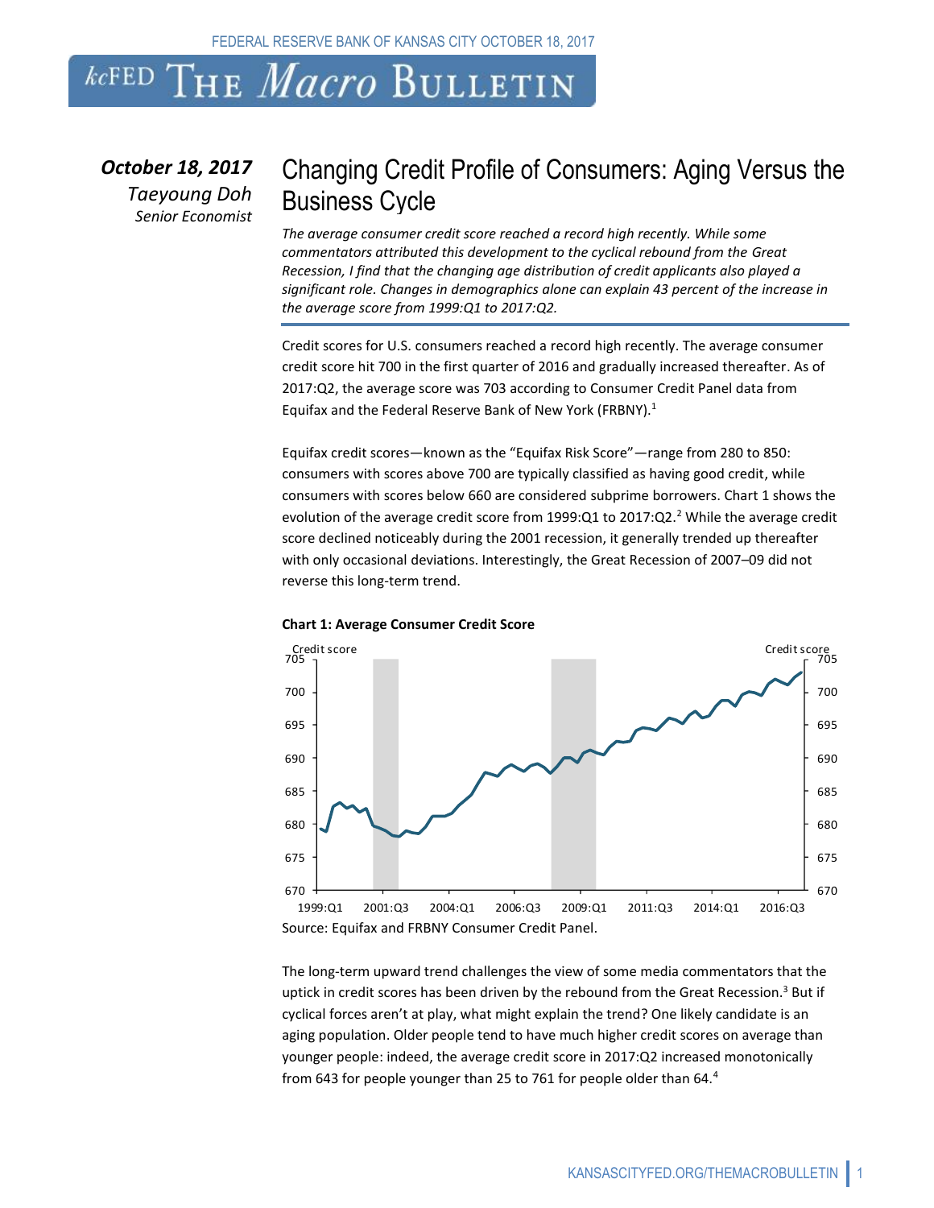# Changing Credit Profile of Consumers: Aging Versus the Business Cycle

***October 18, 2017***
*Taeyoung Doh*
*Senior Economist*

*The average consumer credit score reached a record high recently. While some commentators attributed this development to the cyclical rebound from the Great Recession, I find that the changing age distribution of credit applicants also played a significant role. Changes in demographics alone can explain 43 percent of the increase in the average score from 1999:Q1 to 2017:Q2.*

Credit scores for U.S. consumers reached a record high recently. The average consumer credit score hit 700 in the first quarter of 2016 and gradually increased thereafter. As of 2017:Q2, the average score was 703 according to Consumer Credit Panel data from Equifax and the Federal Reserve Bank of New York (FRBNY).[1]

Equifax credit scores—known as the "Equifax Risk Score"—range from 280 to 850: consumers with scores above 700 are typically classified as having good credit, while consumers with scores below 660 are considered subprime borrowers. Chart 1 shows the evolution of the average credit score from 1999:Q1 to 2017:Q2.[2] While the average credit score declined noticeably during the 2001 recession, it generally trended up thereafter with only occasional deviations. Interestingly, the Great Recession of 2007–09 did not reverse this long-term trend.

**Chart 1: Average Consumer Credit Score**

Source: Equifax and FRBNY Consumer Credit Panel.

The long-term upward trend challenges the view of some media commentators that the uptick in credit scores has been driven by the rebound from the Great Recession.[3] But if cyclical forces aren't at play, what might explain the trend? One likely candidate is an aging population. Older people tend to have much higher credit scores on average than younger people: indeed, the average credit score in 2017:Q2 increased monotonically from 643 for people younger than 25 to 761 for people older than 64.[4]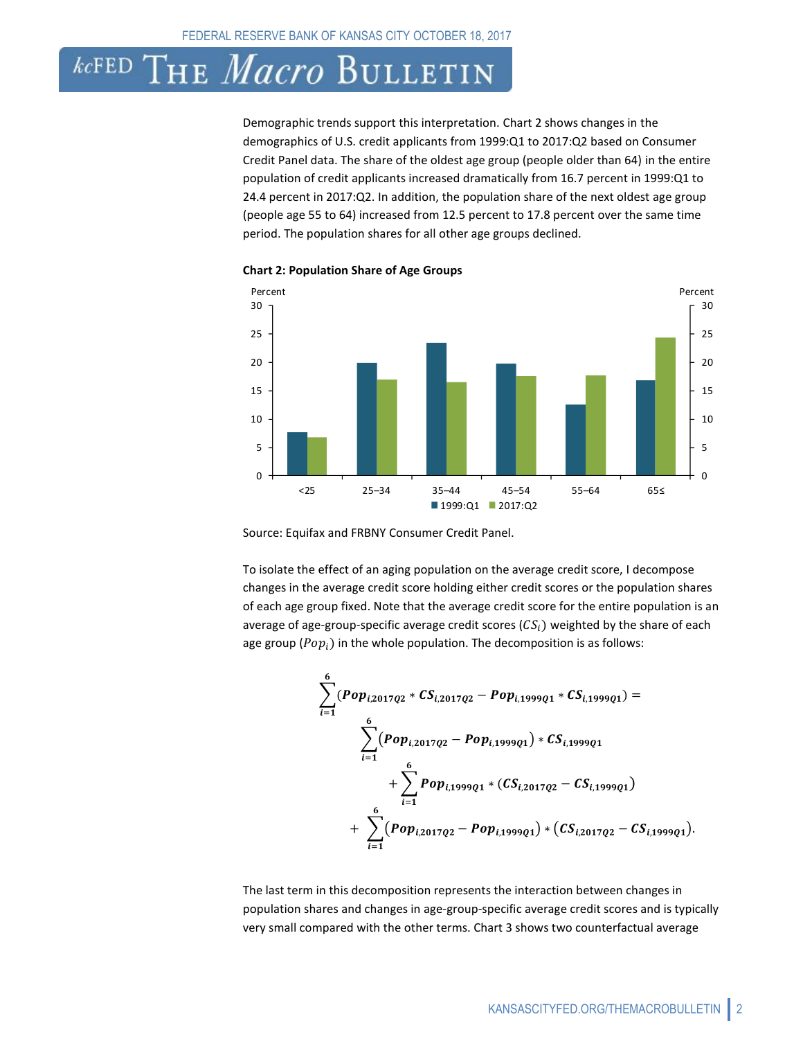Demographic trends support this interpretation. Chart 2 shows changes in the demographics of U.S. credit applicants from 1999:Q1 to 2017:Q2 based on Consumer Credit Panel data. The share of the oldest age group (people older than 64) in the entire population of credit applicants increased dramatically from 16.7 percent in 1999:Q1 to 24.4 percent in 2017:Q2. In addition, the population share of the next oldest age group (people age 55 to 64) increased from 12.5 percent to 17.8 percent over the same time period. The population shares for all other age groups declined.

**Chart 2: Population Share of Age Groups**

Source: Equifax and FRBNY Consumer Credit Panel.

To isolate the effect of an aging population on the average credit score, I decompose changes in the average credit score holding either credit scores or the population shares of each age group fixed. Note that the average credit score for the entire population is an average of age-group-specific average credit scores ($CS_i$) weighted by the share of each age group ($Pop_i$) in the whole population. The decomposition is as follows:

$$\sum_{i=1}^{6}(Pop_{i,2017Q2} * CS_{i,2017Q2} - Pop_{i,1999Q1} * CS_{i,1999Q1}) =$$
$$\sum_{i=1}^{6}(Pop_{i,2017Q2} - Pop_{i,1999Q1}) * CS_{i,1999Q1}$$
$$+ \sum_{i=1}^{6} Pop_{i,1999Q1} * (CS_{i,2017Q2} - CS_{i,1999Q1})$$
$$+ \sum_{i=1}^{6}(Pop_{i,2017Q2} - Pop_{i,1999Q1}) * (CS_{i,2017Q2} - CS_{i,1999Q1}).$$

The last term in this decomposition represents the interaction between changes in population shares and changes in age-group-specific average credit scores and is typically very small compared with the other terms. Chart 3 shows two counterfactual average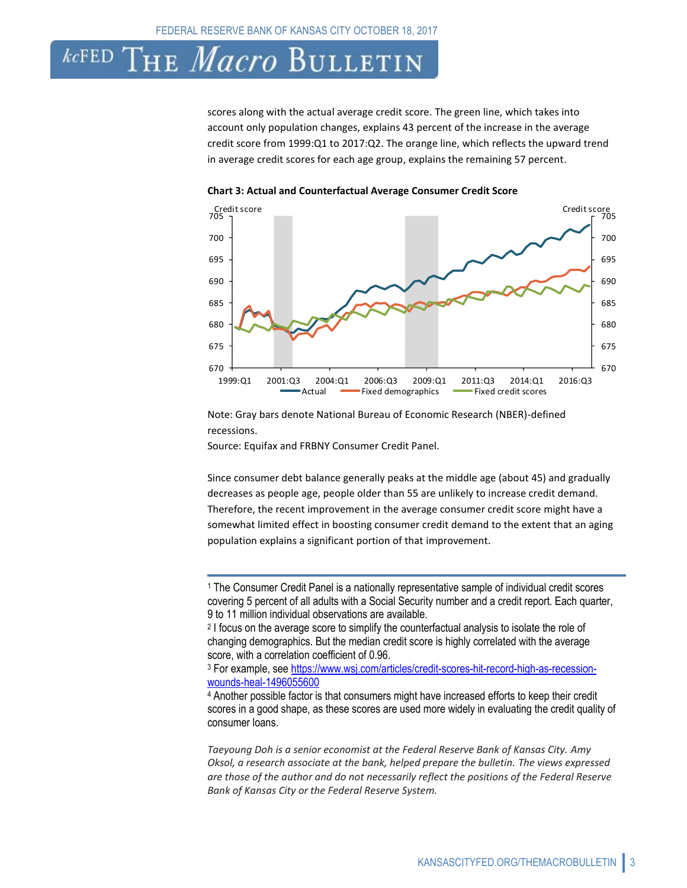scores along with the actual average credit score. The green line, which takes into account only population changes, explains 43 percent of the increase in the average credit score from 1999:Q1 to 2017:Q2. The orange line, which reflects the upward trend in average credit scores for each age group, explains the remaining 57 percent.

**Chart 3: Actual and Counterfactual Average Consumer Credit Score**

Credit score
705
700
695
690
685
680
675
670

Credit score
705
700
695
690
685
680
675
670

1999:Q1 2001:Q3 2004:Q1 2006:Q3 2009:Q1 2011:Q3 2014:Q1 2016:Q3

Actual
Fixed demographics
Fixed credit scores

Note: Gray bars denote National Bureau of Economic Research (NBER)-defined recessions.
Source: Equifax and FRBNY Consumer Credit Panel.

Since consumer debt balance generally peaks at the middle age (about 45) and gradually decreases as people age, people older than 55 are unlikely to increase credit demand. Therefore, the recent improvement in the average consumer credit score might have a somewhat limited effect in boosting consumer credit demand to the extent that an aging population explains a significant portion of that improvement.

---

[1] The Consumer Credit Panel is a nationally representative sample of individual credit scores covering 5 percent of all adults with a Social Security number and a credit report. Each quarter, 9 to 11 million individual observations are available.

[2] I focus on the average score to simplify the counterfactual analysis to isolate the role of changing demographics. But the median credit score is highly correlated with the average score, with a correlation coefficient of 0.96.

[3] For example, see https://www.wsj.com/articles/credit-scores-hit-record-high-as-recession-wounds-heal-1496055600

[4] Another possible factor is that consumers might have increased efforts to keep their credit scores in a good shape, as these scores are used more widely in evaluating the credit quality of consumer loans.

*Taeyoung Doh is a senior economist at the Federal Reserve Bank of Kansas City. Amy Oksol, a research associate at the bank, helped prepare the bulletin. The views expressed are those of the author and do not necessarily reflect the positions of the Federal Reserve Bank of Kansas City or the Federal Reserve System.*